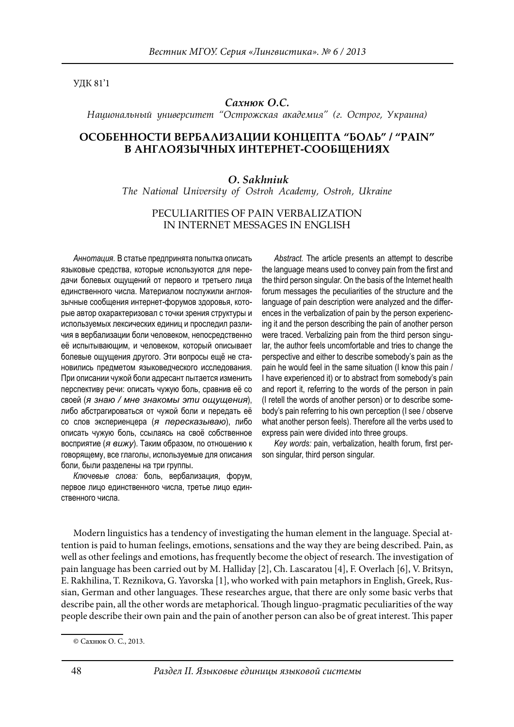УДК 81'1

***Сахнюк О.С.***

*Национальный университет "Острожская академия" (г. Острог, Украина)*

# ОСОБЕННОСТИ ВЕРБАЛИЗАЦИИ КОНЦЕПТА "БОЛЬ" / "PAIN" В АНГЛОЯЗЫЧНЫХ ИНТЕРНЕТ-СООБЩЕНИЯХ

***O. Sakhniuk***

*The National University of Ostroh Academy, Ostroh, Ukraine*

# PECULIARITIES OF PAIN VERBALIZATION IN INTERNET MESSAGES IN ENGLISH

*Аннотация.* В статье предпринята попытка описать языковые средства, которые используются для передачи болевых ощущений от первого и третьего лица единственного числа. Материалом послужили англоязычные сообщения интернет-форумов здоровья, которые автор охарактеризовал с точки зрения структуры и используемых лексических единиц и проследил различия в вербализации боли человеком, непосредственно её испытывающим, и человеком, который описывает болевые ощущения другого. Эти вопросы ещё не становились предметом языковедческого исследования. При описании чужой боли адресант пытается изменить перспективу речи: описать чужую боль, сравнив её со своей (*я знаю / мне знакомы эти ощущения*), либо абстрагироваться от чужой боли и передать её со слов экспериенцера (*я пересказываю*), либо описать чужую боль, ссылаясь на своё собственное восприятие (*я вижу*). Таким образом, по отношению к говорящему, все глаголы, используемые для описания боли, были разделены на три группы.

*Ключевые слова:* боль, вербализация, форум, первое лицо единственного числа, третье лицо единственного числа.

*Abstract.* The article presents an attempt to describe the language means used to convey pain from the first and the third person singular. On the basis of the Internet health forum messages the peculiarities of the structure and the language of pain description were analyzed and the differences in the verbalization of pain by the person experiencing it and the person describing the pain of another person were traced. Verbalizing pain from the third person singular, the author feels uncomfortable and tries to change the perspective and either to describe somebody's pain as the pain he would feel in the same situation (I know this pain / I have experienced it) or to abstract from somebody's pain and report it, referring to the words of the person in pain (I retell the words of another person) or to describe somebody's pain referring to his own perception (I see / observe what another person feels). Therefore all the verbs used to express pain were divided into three groups.

*Key words:* pain, verbalization, health forum, first person singular, third person singular.

Modern linguistics has a tendency of investigating the human element in the language. Special attention is paid to human feelings, emotions, sensations and the way they are being described. Pain, as well as other feelings and emotions, has frequently become the object of research. The investigation of pain language has been carried out by M. Halliday [2], Ch. Lascaratou [4], F. Overlach [6], V. Britsyn, E. Rakhilina, T. Reznikova, G. Yavorska [1], who worked with pain metaphors in English, Greek, Russian, German and other languages. These researches argue, that there are only some basic verbs that describe pain, all the other words are metaphorical. Though linguo-pragmatic peculiarities of the way people describe their own pain and the pain of another person can also be of great interest. This paper

© Сахнюк О. С., 2013.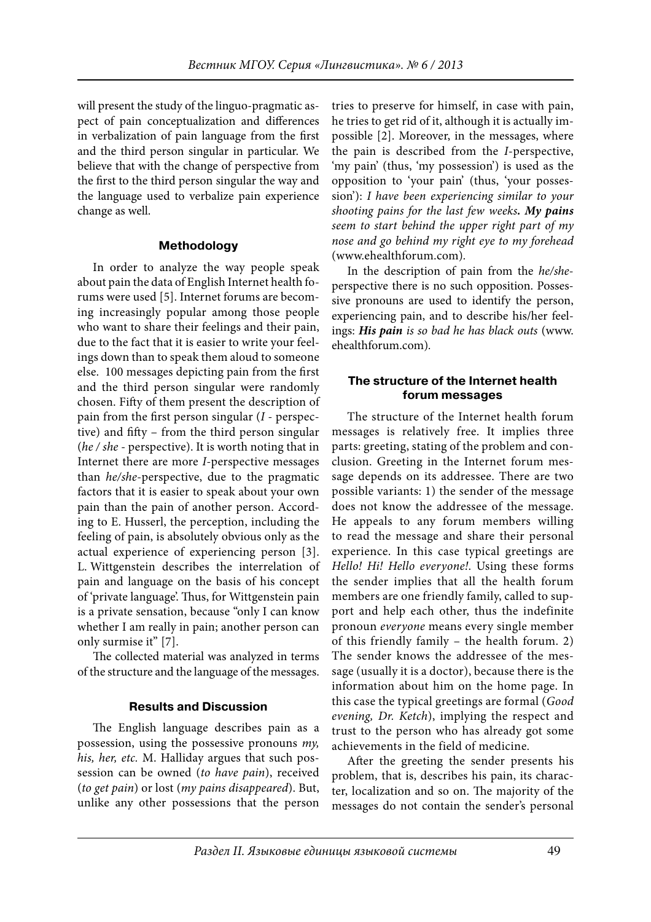will present the study of the linguo-pragmatic aspect of pain conceptualization and differences in verbalization of pain language from the first and the third person singular in particular. We believe that with the change of perspective from the first to the third person singular the way and the language used to verbalize pain experience change as well.

#### Methodology

In order to analyze the way people speak about pain the data of English Internet health forums were used [5]. Internet forums are becoming increasingly popular among those people who want to share their feelings and their pain, due to the fact that it is easier to write your feelings down than to speak them aloud to someone else. 100 messages depicting pain from the first and the third person singular were randomly chosen. Fifty of them present the description of pain from the first person singular (*I* - perspective) and fifty – from the third person singular (*he / she* - perspective). It is worth noting that in Internet there are more *I*-perspective messages than *he/she*-perspective, due to the pragmatic factors that it is easier to speak about your own pain than the pain of another person. According to E. Husserl, the perception, including the feeling of pain, is absolutely obvious only as the actual experience of experiencing person [3]. L. Wittgenstein describes the interrelation of pain and language on the basis of his concept of 'private language'. Thus, for Wittgenstein pain is a private sensation, because "only I can know whether I am really in pain; another person can only surmise it" [7].

The collected material was analyzed in terms of the structure and the language of the messages.

#### Results and Discussion

The English language describes pain as a possession, using the possessive pronouns *my, his, her, etc.* M. Halliday argues that such possession can be owned (*to have pain*), received (*to get pain*) or lost (*my pains disappeared*). But, unlike any other possessions that the person tries to preserve for himself, in case with pain, he tries to get rid of it, although it is actually impossible [2]. Moreover, in the messages, where the pain is described from the *I*-perspective, 'my pain' (thus, 'my possession') is used as the opposition to 'your pain' (thus, 'your possession'): *I have been experiencing similar to your shooting pains for the last few weeks**.** **My pains** seem to start behind the upper right part of my nose and go behind my right eye to my forehead* (www.ehealthforum.com).

In the description of pain from the *he/she*-perspective there is no such opposition. Possessive pronouns are used to identify the person, experiencing pain, and to describe his/her feelings: ***His pain** is so bad he has black outs* (www.ehealthforum.com).

#### The structure of the Internet health forum messages

The structure of the Internet health forum messages is relatively free. It implies three parts: greeting, stating of the problem and conclusion. Greeting in the Internet forum message depends on its addressee. There are two possible variants: 1) the sender of the message does not know the addressee of the message. He appeals to any forum members willing to read the message and share their personal experience. In this case typical greetings are *Hello! Hi! Hello everyone!*. Using these forms the sender implies that all the health forum members are one friendly family, called to support and help each other, thus the indefinite pronoun *everyone* means every single member of this friendly family – the health forum. 2) The sender knows the addressee of the message (usually it is a doctor), because there is the information about him on the home page. In this case the typical greetings are formal (*Good evening, Dr. Ketch*), implying the respect and trust to the person who has already got some achievements in the field of medicine.

After the greeting the sender presents his problem, that is, describes his pain, its character, localization and so on. The majority of the messages do not contain the sender's personal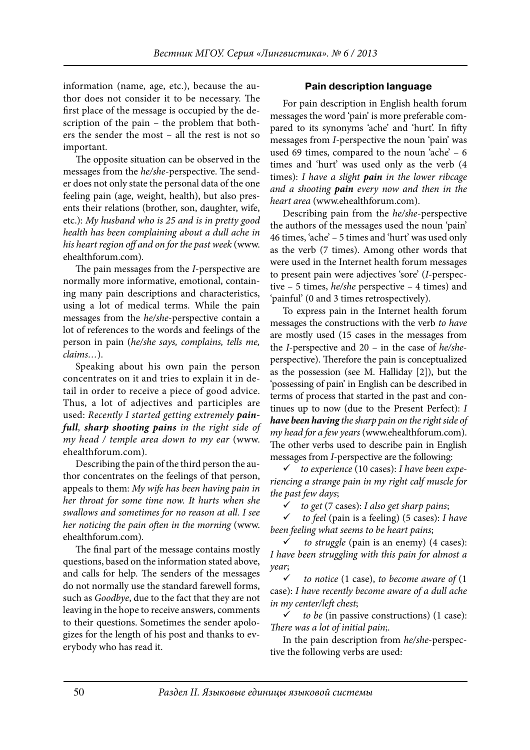information (name, age, etc.), because the author does not consider it to be necessary. The first place of the message is occupied by the description of the pain – the problem that bothers the sender the most – all the rest is not so important.

The opposite situation can be observed in the messages from the *he/she*-perspective. The sender does not only state the personal data of the one feeling pain (age, weight, health), but also presents their relations (brother, son, daughter, wife, etc.): *My husband who is 25 and is in pretty good health has been complaining about a dull ache in his heart region off and on for the past week* (www.ehealthforum.com).

The pain messages from the *I*-perspective are normally more informative, emotional, containing many pain descriptions and characteristics, using a lot of medical terms. While the pain messages from the *he/she*-perspective contain a lot of references to the words and feelings of the person in pain (*he/she says, complains, tells me, claims…*).

Speaking about his own pain the person concentrates on it and tries to explain it in detail in order to receive a piece of good advice. Thus, a lot of adjectives and participles are used: *Recently I started getting extremely **painfull**, **sharp shooting pains** in the right side of my head / temple area down to my ear* (www.ehealthforum.com).

Describing the pain of the third person the author concentrates on the feelings of that person, appeals to them: *My wife has been having pain in her throat for some time now. It hurts when she swallows and sometimes for no reason at all. I see her noticing the pain often in the morning* (www.ehealthforum.com).

The final part of the message contains mostly questions, based on the information stated above, and calls for help. The senders of the messages do not normally use the standard farewell forms, such as *Goodbye*, due to the fact that they are not leaving in the hope to receive answers, comments to their questions. Sometimes the sender apologizes for the length of his post and thanks to everybody who has read it.

## Pain description language

For pain description in English health forum messages the word 'pain' is more preferable compared to its synonyms 'ache' and 'hurt'. In fifty messages from *I*-perspective the noun 'pain' was used 69 times, compared to the noun 'ache' – 6 times and 'hurt' was used only as the verb (4 times): *I have a slight **pain** in the lower ribcage and a shooting **pain** every now and then in the heart area* (www.ehealthforum.com).

Describing pain from the *he/she*-perspective the authors of the messages used the noun 'pain' 46 times, 'ache' – 5 times and 'hurt' was used only as the verb (7 times). Among other words that were used in the Internet health forum messages to present pain were adjectives 'sore' (*I*-perspective – 5 times, *he/she* perspective – 4 times) and 'painful' (0 and 3 times retrospectively).

To express pain in the Internet health forum messages the constructions with the verb *to have* are mostly used (15 cases in the messages from the *I*-perspective and 20 – in the case of *he/she*-perspective). Therefore the pain is conceptualized as the possession (see M. Halliday [2]), but the 'possessing of pain' in English can be described in terms of process that started in the past and continues up to now (due to the Present Perfect): *I **have been having** the sharp pain on the right side of my head for a few years* (www.ehealthforum.com). The other verbs used to describe pain in English messages from *I*-perspective are the following:

- ✓ *to experience* (10 cases): *I have been experiencing a strange pain in my right calf muscle for the past few days*;
- ✓ *to get* (7 cases): *I also get sharp pains*;
- ✓ *to feel* (pain is a feeling) (5 cases): *I have been feeling what seems to be heart pains*;
- ✓ *to struggle* (pain is an enemy) (4 cases): *I have been struggling with this pain for almost a year*;
- ✓ *to notice* (1 case), *to become aware of* (1 case): *I have recently become aware of a dull ache in my center/left chest*;
- ✓ *to be* (in passive constructions) (1 case): *There was a lot of initial pain*;.

In the pain description from *he/she*-perspective the following verbs are used: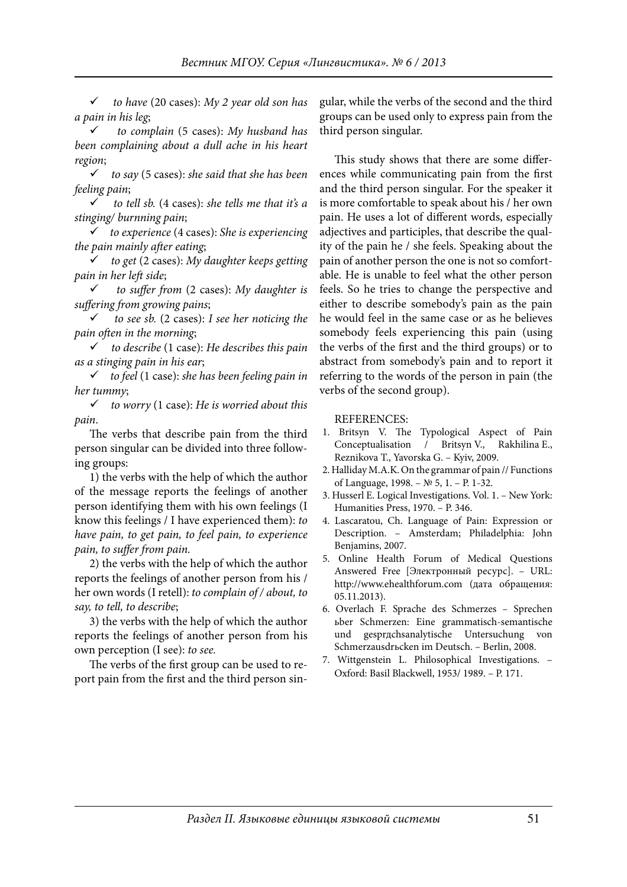- *to have* (20 cases): *My 2 year old son has a pain in his leg*;
- *to complain* (5 cases): *My husband has been complaining about a dull ache in his heart region*;
- *to say* (5 cases): *she said that she has been feeling pain*;
- *to tell sb.* (4 cases): *she tells me that it's a stinging/ burnning pain*;
- *to experience* (4 cases): *She is experiencing the pain mainly after eating*;
- *to get* (2 cases): *My daughter keeps getting pain in her left side*;
- *to suffer from* (2 cases): *My daughter is suffering from growing pains*;
- *to see sb.* (2 cases): *I see her noticing the pain often in the morning*;
- *to describe* (1 case): *He describes this pain as a stinging pain in his ear*;
- *to feel* (1 case): *she has been feeling pain in her tummy*;
- *to worry* (1 case): *He is worried about this pain*.

The verbs that describe pain from the third person singular can be divided into three following groups:

1) the verbs with the help of which the author of the message reports the feelings of another person identifying them with his own feelings (I know this feelings / I have experienced them): *to have pain, to get pain, to feel pain, to experience pain, to suffer from pain.*

2) the verbs with the help of which the author reports the feelings of another person from his / her own words (I retell): *to complain of / about, to say, to tell, to describe*;

3) the verbs with the help of which the author reports the feelings of another person from his own perception (I see): *to see.*

The verbs of the first group can be used to report pain from the first and the third person singular, while the verbs of the second and the third groups can be used only to express pain from the third person singular.

This study shows that there are some differences while communicating pain from the first and the third person singular. For the speaker it is more comfortable to speak about his / her own pain. He uses a lot of different words, especially adjectives and participles, that describe the quality of the pain he / she feels. Speaking about the pain of another person the one is not so comfortable. He is unable to feel what the other person feels. So he tries to change the perspective and either to describe somebody's pain as the pain he would feel in the same case or as he believes somebody feels experiencing this pain (using the verbs of the first and the third groups) or to abstract from somebody's pain and to report it referring to the words of the person in pain (the verbs of the second group).

REFERENCES:

1. Britsyn V. The Typological Aspect of Pain Conceptualisation / Britsyn V., Rakhilina E., Reznikova T., Yavorska G. – Kyiv, 2009.
2. Halliday M.A.K. On the grammar of pain // Functions of Language, 1998. – № 5, 1. – P. 1-32.
3. Husserl E. Logical Investigations. Vol. 1. – New York: Humanities Press, 1970. – P. 346.
4. Lascaratou, Ch. Language of Pain: Expression or Description. – Amsterdam; Philadelphia: John Benjamins, 2007.
5. Online Health Forum of Medical Questions Answered Free [Электронный ресурс]. – URL: http://www.ehealthforum.com (дата обращения: 05.11.2013).
6. Overlach F. Sprache des Schmerzes – Sprechen ьber Schmerzen: Eine grammatisch-semantische und gesprдchsanalytische Untersuchung von Schmerzausdrьcken im Deutsch. – Berlin, 2008.
7. Wittgenstein L. Philosophical Investigations. – Oxford: Basil Blackwell, 1953/ 1989. – P. 171.